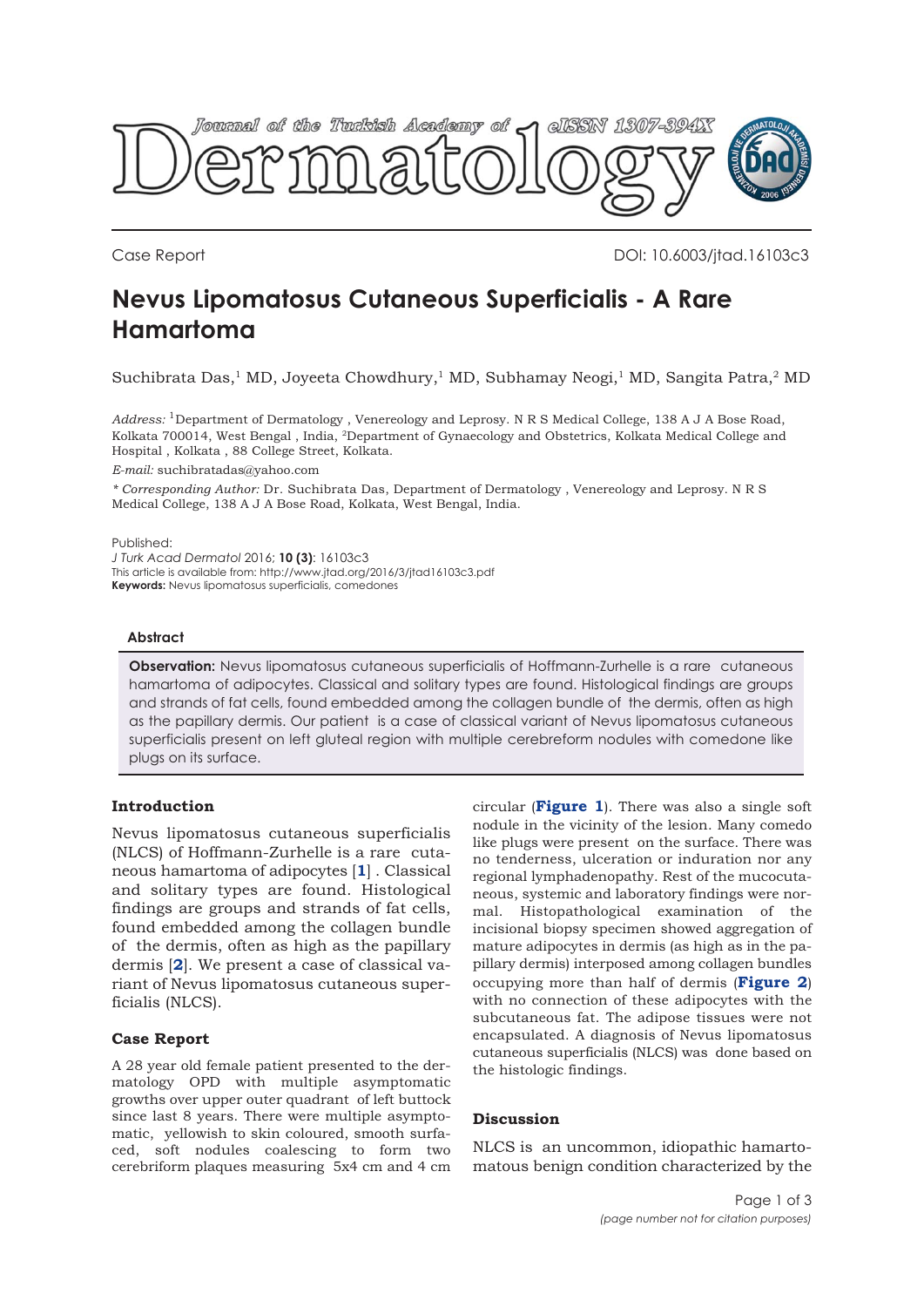Case Report

DOI: 10.6003/jtad.16103c3

# Nevus Lipomatosus Cutaneous Superficialis - A Rare Hamartoma

Suchibrata Das,[1] MD, Joyeeta Chowdhury,[1] MD, Subhamay Neogi,[1] MD, Sangita Patra,[2] MD

*Address:* [1]Department of Dermatology , Venereology and Leprosy. N R S Medical College, 138 A J A Bose Road, Kolkata 700014, West Bengal , India, [2]Department of Gynaecology and Obstetrics, Kolkata Medical College and Hospital , Kolkata , 88 College Street, Kolkata.

*E-mail:* suchibratadas@yahoo.com

* *Corresponding Author:* Dr. Suchibrata Das, Department of Dermatology , Venereology and Leprosy. N R S Medical College, 138 A J A Bose Road, Kolkata, West Bengal, India.

Published:
*J Turk Acad Dermatol* 2016; **10 (3)**: 16103c3
This article is available from: http://www.jtad.org/2016/3/jtad16103c3.pdf
**Keywords:** Nevus lipomatosus superficialis, comedones

### Abstract

**Observation:** Nevus lipomatosus cutaneous superficialis of Hoffmann-Zurhelle is a rare cutaneous hamartoma of adipocytes. Classical and solitary types are found. Histological findings are groups and strands of fat cells, found embedded among the collagen bundle of the dermis, often as high as the papillary dermis. Our patient is a case of classical variant of Nevus lipomatosus cutaneous superficialis present on left gluteal region with multiple cerebreform nodules with comedone like plugs on its surface.

## Introduction

Nevus lipomatosus cutaneous superficialis (NLCS) of Hoffmann-Zurhelle is a rare cutaneous hamartoma of adipocytes [**1**] . Classical and solitary types are found. Histological findings are groups and strands of fat cells, found embedded among the collagen bundle of the dermis, often as high as the papillary dermis [**2**]. We present a case of classical variant of Nevus lipomatosus cutaneous superficialis (NLCS).

## Case Report

A 28 year old female patient presented to the dermatology OPD with multiple asymptomatic growths over upper outer quadrant of left buttock since last 8 years. There were multiple asymptomatic, yellowish to skin coloured, smooth surfaced, soft nodules coalescing to form two cerebriform plaques measuring 5x4 cm and 4 cm circular (**Figure 1**). There was also a single soft nodule in the vicinity of the lesion. Many comedo like plugs were present on the surface. There was no tenderness, ulceration or induration nor any regional lymphadenopathy. Rest of the mucocutaneous, systemic and laboratory findings were normal. Histopathological examination of the incisional biopsy specimen showed aggregation of mature adipocytes in dermis (as high as in the papillary dermis) interposed among collagen bundles occupying more than half of dermis (**Figure 2**) with no connection of these adipocytes with the subcutaneous fat. The adipose tissues were not encapsulated. A diagnosis of Nevus lipomatosus cutaneous superficialis (NLCS) was done based on the histologic findings.

## Discussion

NLCS is an uncommon, idiopathic hamartomatous benign condition characterized by the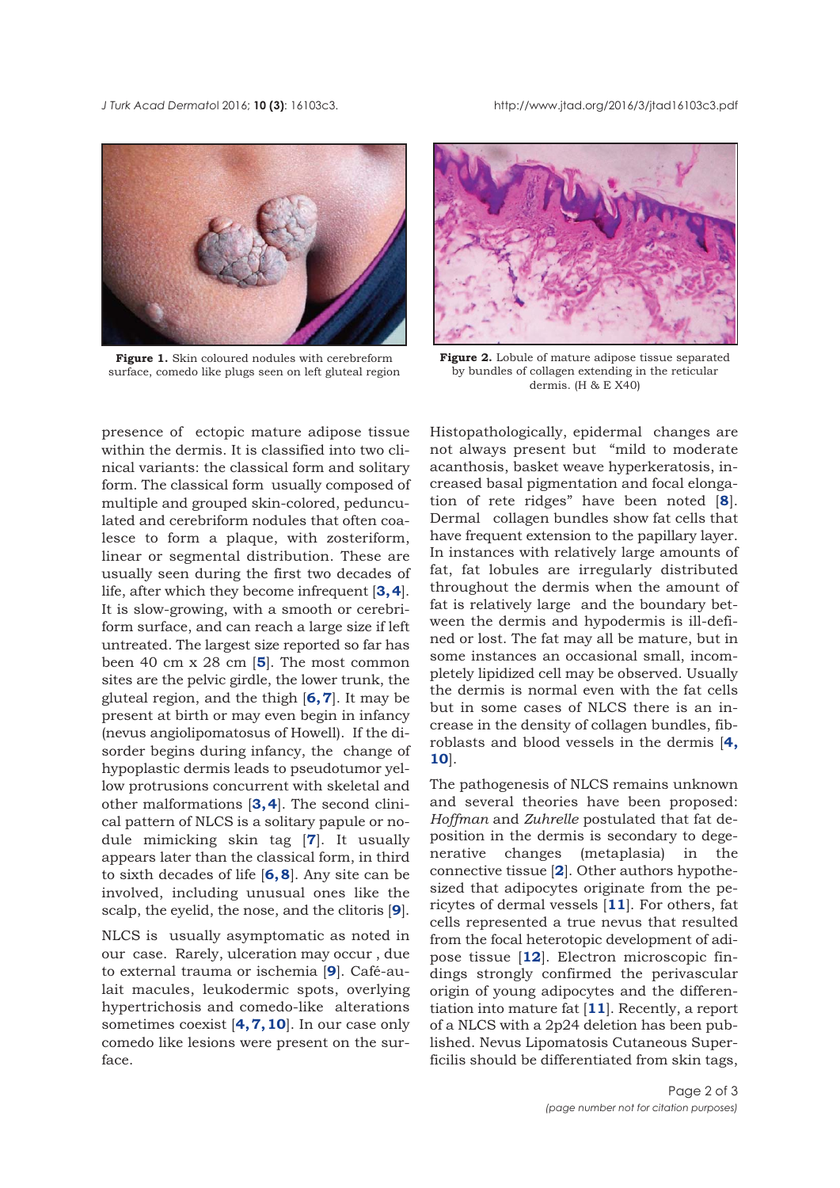**Figure 1.** Skin coloured nodules with cerebreform surface, comedo like plugs seen on left gluteal region

**Figure 2.** Lobule of mature adipose tissue separated by bundles of collagen extending in the reticular dermis. (H & E X40)

presence of ectopic mature adipose tissue within the dermis. It is classified into two clinical variants: the classical form and solitary form. The classical form usually composed of multiple and grouped skin-colored, pedunculated and cerebriform nodules that often coalesce to form a plaque, with zosteriform, linear or segmental distribution. These are usually seen during the first two decades of life, after which they become infrequent [**3, 4**]. It is slow-growing, with a smooth or cerebriform surface, and can reach a large size if left untreated. The largest size reported so far has been 40 cm x 28 cm [**5**]. The most common sites are the pelvic girdle, the lower trunk, the gluteal region, and the thigh [**6, 7**]. It may be present at birth or may even begin in infancy (nevus angiolipomatosus of Howell). If the disorder begins during infancy, the change of hypoplastic dermis leads to pseudotumor yellow protrusions concurrent with skeletal and other malformations [**3, 4**]. The second clinical pattern of NLCS is a solitary papule or nodule mimicking skin tag [**7**]. It usually appears later than the classical form, in third to sixth decades of life [**6, 8**]. Any site can be involved, including unusual ones like the scalp, the eyelid, the nose, and the clitoris [**9**].

NLCS is usually asymptomatic as noted in our case. Rarely, ulceration may occur , due to external trauma or ischemia [**9**]. Café-au-lait macules, leukodermic spots, overlying hypertrichosis and comedo-like alterations sometimes coexist [**4, 7, 10**]. In our case only comedo like lesions were present on the surface.

Histopathologically, epidermal changes are not always present but "mild to moderate acanthosis, basket weave hyperkeratosis, increased basal pigmentation and focal elongation of rete ridges" have been noted [**8**]. Dermal collagen bundles show fat cells that have frequent extension to the papillary layer. In instances with relatively large amounts of fat, fat lobules are irregularly distributed throughout the dermis when the amount of fat is relatively large and the boundary between the dermis and hypodermis is ill-defined or lost. The fat may all be mature, but in some instances an occasional small, incompletely lipidized cell may be observed. Usually the dermis is normal even with the fat cells but in some cases of NLCS there is an increase in the density of collagen bundles, fibroblasts and blood vessels in the dermis [**4, 10**].

The pathogenesis of NLCS remains unknown and several theories have been proposed: *Hoffman* and *Zuhrelle* postulated that fat deposition in the dermis is secondary to degenerative changes (metaplasia) in the connective tissue [**2**]. Other authors hypothesized that adipocytes originate from the pericytes of dermal vessels [**11**]. For others, fat cells represented a true nevus that resulted from the focal heterotopic development of adipose tissue [**12**]. Electron microscopic findings strongly confirmed the perivascular origin of young adipocytes and the differentiation into mature fat [**11**]. Recently, a report of a NLCS with a 2p24 deletion has been published. Nevus Lipomatosis Cutaneous Superficilis should be differentiated from skin tags,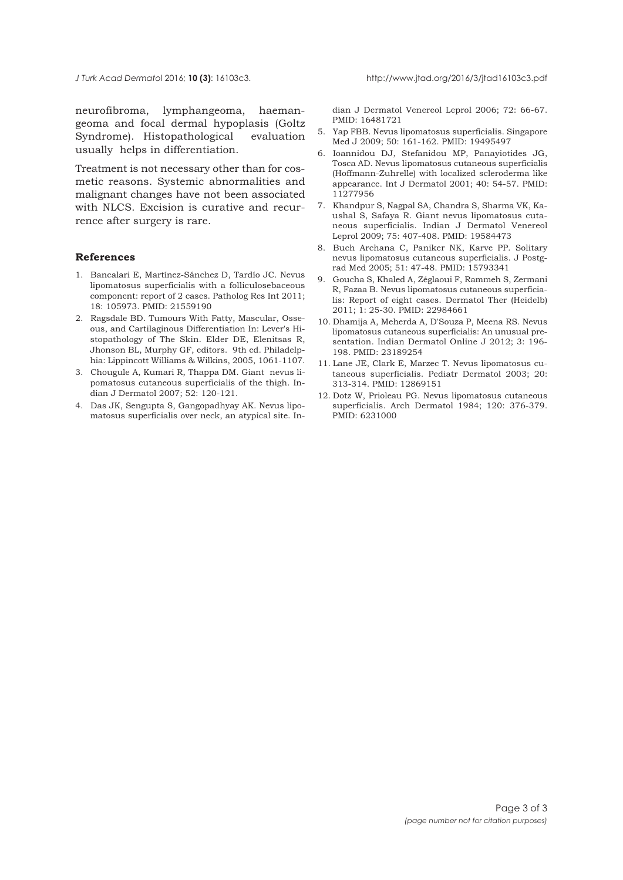neurofibroma, lymphangeoma, haemangeoma and focal dermal hypoplasis (Goltz Syndrome). Histopathological evaluation usually helps in differentiation.

Treatment is not necessary other than for cosmetic reasons. Systemic abnormalities and malignant changes have not been associated with NLCS. Excision is curative and recurrence after surgery is rare.

## References

1. Bancalari E, Martínez-Sánchez D, Tardío JC. Nevus lipomatosus superficialis with a folliculosebaceous component: report of 2 cases. Patholog Res Int 2011; 18: 105973. PMID: 21559190
2. Ragsdale BD. Tumours With Fatty, Mascular, Osseous, and Cartilaginous Differentiation In: Lever's Histopathology of The Skin. Elder DE, Elenitsas R, Jhonson BL, Murphy GF, editors. 9th ed. Philadelphia: Lippincott Williams & Wilkins, 2005, 1061-1107.
3. Chougule A, Kumari R, Thappa DM. Giant nevus lipomatosus cutaneous superficialis of the thigh. Indian J Dermatol 2007; 52: 120-121.
4. Das JK, Sengupta S, Gangopadhyay AK. Nevus lipomatosus superficialis over neck, an atypical site. Indian J Dermatol Venereol Leprol 2006; 72: 66-67. PMID: 16481721
5. Yap FBB. Nevus lipomatosus superficialis. Singapore Med J 2009; 50: 161-162. PMID: 19495497
6. Ioannidou DJ, Stefanidou MP, Panayiotides JG, Tosca AD. Nevus lipomatosus cutaneous superficialis (Hoffmann-Zuhrelle) with localized scleroderma like appearance. Int J Dermatol 2001; 40: 54-57. PMID: 11277956
7. Khandpur S, Nagpal SA, Chandra S, Sharma VK, Kaushal S, Safaya R. Giant nevus lipomatosus cutaneous superficialis. Indian J Dermatol Venereol Leprol 2009; 75: 407-408. PMID: 19584473
8. Buch Archana C, Paniker NK, Karve PP. Solitary nevus lipomatosus cutaneous superficialis. J Postgrad Med 2005; 51: 47-48. PMID: 15793341
9. Goucha S, Khaled A, Zéglaoui F, Rammeh S, Zermani R, Fazaa B. Nevus lipomatosus cutaneous superficialis: Report of eight cases. Dermatol Ther (Heidelb) 2011; 1: 25-30. PMID: 22984661
10. Dhamija A, Meherda A, D'Souza P, Meena RS. Nevus lipomatosus cutaneous superficialis: An unusual presentation. Indian Dermatol Online J 2012; 3: 196-198. PMID: 23189254
11. Lane JE, Clark E, Marzec T. Nevus lipomatosus cutaneous superficialis. Pediatr Dermatol 2003; 20: 313-314. PMID: 12869151
12. Dotz W, Prioleau PG. Nevus lipomatosus cutaneous superficialis. Arch Dermatol 1984; 120: 376-379. PMID: 6231000